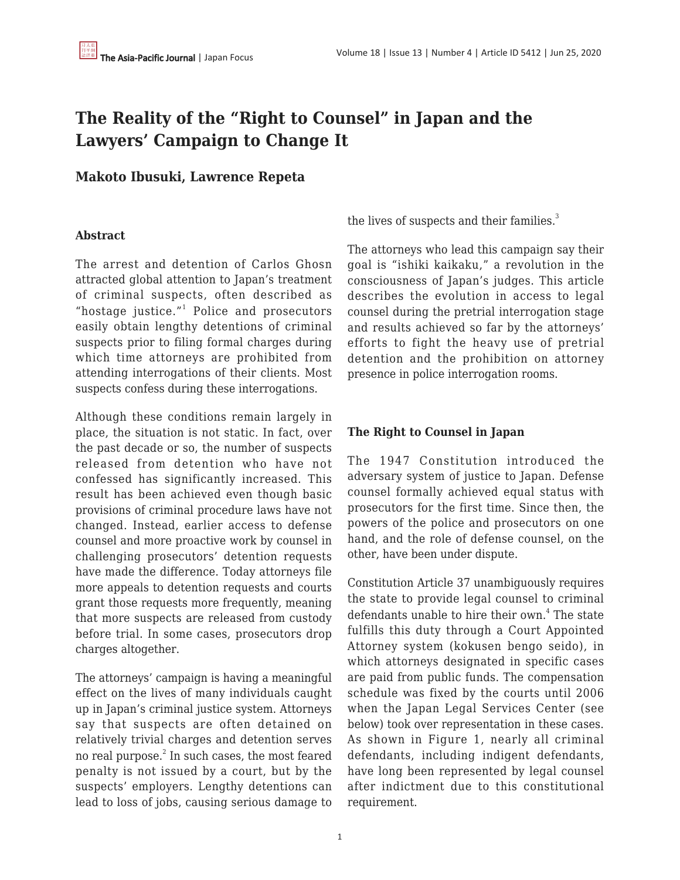# The Reality of the "Right to Counsel" in Japan and the Lawyers' Campaign to Change It

## Makoto Ibusuki, Lawrence Repeta

### Abstract

The arrest and detention of Carlos Ghosn attracted global attention to Japan's treatment of criminal suspects, often described as "hostage justice."[1] Police and prosecutors easily obtain lengthy detentions of criminal suspects prior to filing formal charges during which time attorneys are prohibited from attending interrogations of their clients. Most suspects confess during these interrogations.

Although these conditions remain largely in place, the situation is not static. In fact, over the past decade or so, the number of suspects released from detention who have not confessed has significantly increased. This result has been achieved even though basic provisions of criminal procedure laws have not changed. Instead, earlier access to defense counsel and more proactive work by counsel in challenging prosecutors' detention requests have made the difference. Today attorneys file more appeals to detention requests and courts grant those requests more frequently, meaning that more suspects are released from custody before trial. In some cases, prosecutors drop charges altogether.

The attorneys' campaign is having a meaningful effect on the lives of many individuals caught up in Japan's criminal justice system. Attorneys say that suspects are often detained on relatively trivial charges and detention serves no real purpose.[2] In such cases, the most feared penalty is not issued by a court, but by the suspects' employers. Lengthy detentions can lead to loss of jobs, causing serious damage to the lives of suspects and their families.[3]

The attorneys who lead this campaign say their goal is "ishiki kaikaku," a revolution in the consciousness of Japan's judges. This article describes the evolution in access to legal counsel during the pretrial interrogation stage and results achieved so far by the attorneys' efforts to fight the heavy use of pretrial detention and the prohibition on attorney presence in police interrogation rooms.

### The Right to Counsel in Japan

The 1947 Constitution introduced the adversary system of justice to Japan. Defense counsel formally achieved equal status with prosecutors for the first time. Since then, the powers of the police and prosecutors on one hand, and the role of defense counsel, on the other, have been under dispute.

Constitution Article 37 unambiguously requires the state to provide legal counsel to criminal defendants unable to hire their own.[4] The state fulfills this duty through a Court Appointed Attorney system (kokusen bengo seido), in which attorneys designated in specific cases are paid from public funds. The compensation schedule was fixed by the courts until 2006 when the Japan Legal Services Center (see below) took over representation in these cases. As shown in Figure 1, nearly all criminal defendants, including indigent defendants, have long been represented by legal counsel after indictment due to this constitutional requirement.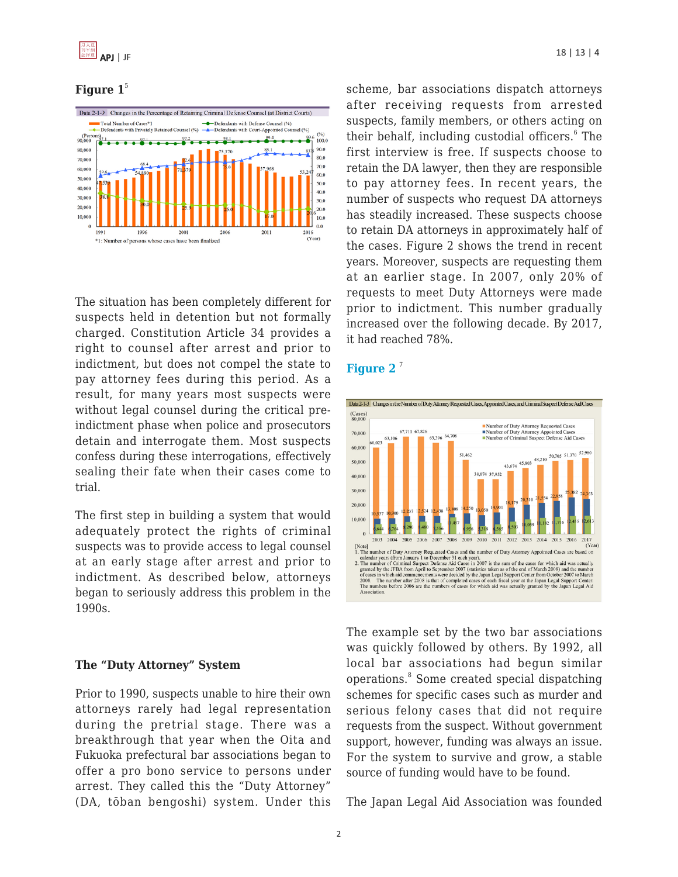**Figure 1**[5]

The situation has been completely different for suspects held in detention but not formally charged. Constitution Article 34 provides a right to counsel after arrest and prior to indictment, but does not compel the state to pay attorney fees during this period. As a result, for many years most suspects were without legal counsel during the critical pre-indictment phase when police and prosecutors detain and interrogate them. Most suspects confess during these interrogations, effectively sealing their fate when their cases come to trial.

The first step in building a system that would adequately protect the rights of criminal suspects was to provide access to legal counsel at an early stage after arrest and prior to indictment. As described below, attorneys began to seriously address this problem in the 1990s.

### The "Duty Attorney" System

Prior to 1990, suspects unable to hire their own attorneys rarely had legal representation during the pretrial stage. There was a breakthrough that year when the Oita and Fukuoka prefectural bar associations began to offer a pro bono service to persons under arrest. They called this the "Duty Attorney" (DA, tōban bengoshi) system. Under this scheme, bar associations dispatch attorneys after receiving requests from arrested suspects, family members, or others acting on their behalf, including custodial officers.[6] The first interview is free. If suspects choose to retain the DA lawyer, then they are responsible to pay attorney fees. In recent years, the number of suspects who request DA attorneys has steadily increased. These suspects choose to retain DA attorneys in approximately half of the cases. Figure 2 shows the trend in recent years. Moreover, suspects are requesting them at an earlier stage. In 2007, only 20% of requests to meet Duty Attorneys were made prior to indictment. This number gradually increased over the following decade. By 2017, it had reached 78%.

**Figure 2** [7]

The example set by the two bar associations was quickly followed by others. By 1992, all local bar associations had begun similar operations.[8] Some created special dispatching schemes for specific cases such as murder and serious felony cases that did not require requests from the suspect. Without government support, however, funding was always an issue. For the system to survive and grow, a stable source of funding would have to be found.

The Japan Legal Aid Association was founded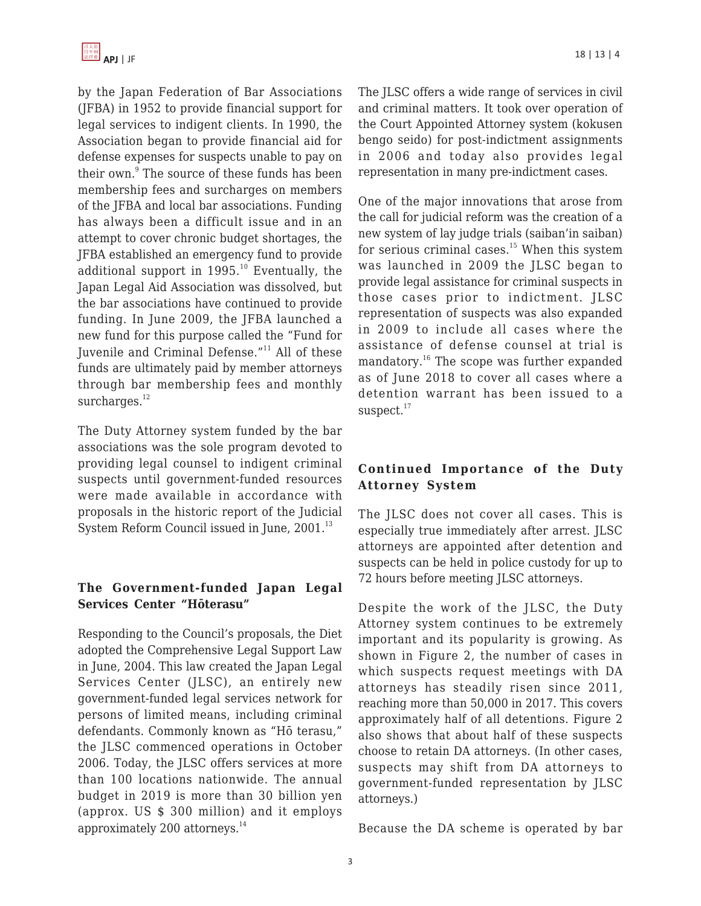by the Japan Federation of Bar Associations (JFBA) in 1952 to provide financial support for legal services to indigent clients. In 1990, the Association began to provide financial aid for defense expenses for suspects unable to pay on their own.[9] The source of these funds has been membership fees and surcharges on members of the JFBA and local bar associations. Funding has always been a difficult issue and in an attempt to cover chronic budget shortages, the JFBA established an emergency fund to provide additional support in 1995.[10] Eventually, the Japan Legal Aid Association was dissolved, but the bar associations have continued to provide funding. In June 2009, the JFBA launched a new fund for this purpose called the "Fund for Juvenile and Criminal Defense."[11] All of these funds are ultimately paid by member attorneys through bar membership fees and monthly surcharges.[12]

The Duty Attorney system funded by the bar associations was the sole program devoted to providing legal counsel to indigent criminal suspects until government-funded resources were made available in accordance with proposals in the historic report of the Judicial System Reform Council issued in June, 2001.[13]

## The Government-funded Japan Legal Services Center "Hōterasu"

Responding to the Council's proposals, the Diet adopted the Comprehensive Legal Support Law in June, 2004. This law created the Japan Legal Services Center (JLSC), an entirely new government-funded legal services network for persons of limited means, including criminal defendants. Commonly known as "Hō terasu," the JLSC commenced operations in October 2006. Today, the JLSC offers services at more than 100 locations nationwide. The annual budget in 2019 is more than 30 billion yen (approx. US $ 300 million) and it employs approximately 200 attorneys.[14]

The JLSC offers a wide range of services in civil and criminal matters. It took over operation of the Court Appointed Attorney system (kokusen bengo seido) for post-indictment assignments in 2006 and today also provides legal representation in many pre-indictment cases.

One of the major innovations that arose from the call for judicial reform was the creation of a new system of lay judge trials (saiban'in saiban) for serious criminal cases.[15] When this system was launched in 2009 the JLSC began to provide legal assistance for criminal suspects in those cases prior to indictment. JLSC representation of suspects was also expanded in 2009 to include all cases where the assistance of defense counsel at trial is mandatory.[16] The scope was further expanded as of June 2018 to cover all cases where a detention warrant has been issued to a suspect.[17]

## Continued Importance of the Duty Attorney System

The JLSC does not cover all cases. This is especially true immediately after arrest. JLSC attorneys are appointed after detention and suspects can be held in police custody for up to 72 hours before meeting JLSC attorneys.

Despite the work of the JLSC, the Duty Attorney system continues to be extremely important and its popularity is growing. As shown in Figure 2, the number of cases in which suspects request meetings with DA attorneys has steadily risen since 2011, reaching more than 50,000 in 2017. This covers approximately half of all detentions. Figure 2 also shows that about half of these suspects choose to retain DA attorneys. (In other cases, suspects may shift from DA attorneys to government-funded representation by JLSC attorneys.)

Because the DA scheme is operated by bar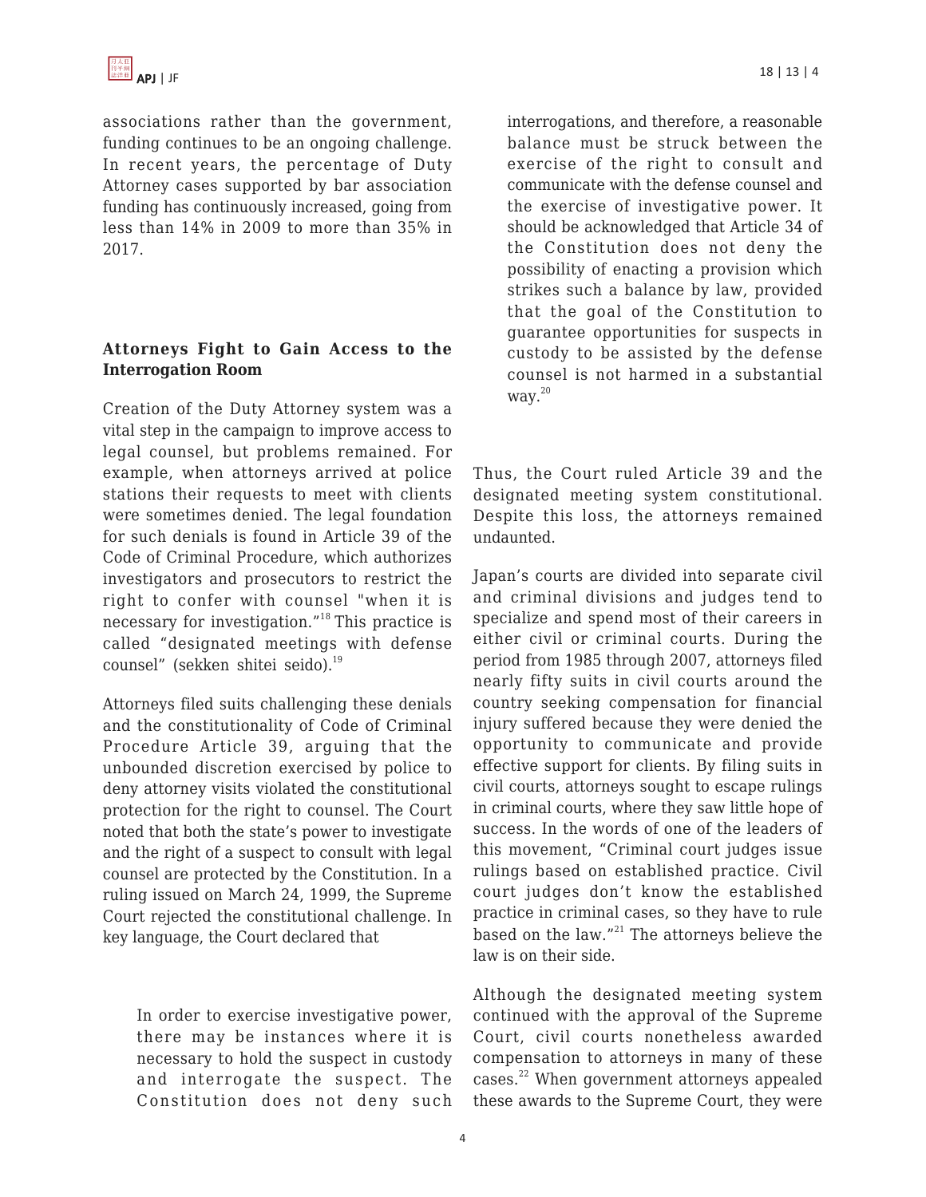associations rather than the government, funding continues to be an ongoing challenge. In recent years, the percentage of Duty Attorney cases supported by bar association funding has continuously increased, going from less than 14% in 2009 to more than 35% in 2017.

### Attorneys Fight to Gain Access to the Interrogation Room

Creation of the Duty Attorney system was a vital step in the campaign to improve access to legal counsel, but problems remained. For example, when attorneys arrived at police stations their requests to meet with clients were sometimes denied. The legal foundation for such denials is found in Article 39 of the Code of Criminal Procedure, which authorizes investigators and prosecutors to restrict the right to confer with counsel "when it is necessary for investigation."[18] This practice is called "designated meetings with defense counsel" (sekken shitei seido).[19]

Attorneys filed suits challenging these denials and the constitutionality of Code of Criminal Procedure Article 39, arguing that the unbounded discretion exercised by police to deny attorney visits violated the constitutional protection for the right to counsel. The Court noted that both the state's power to investigate and the right of a suspect to consult with legal counsel are protected by the Constitution. In a ruling issued on March 24, 1999, the Supreme Court rejected the constitutional challenge. In key language, the Court declared that

> In order to exercise investigative power, there may be instances where it is necessary to hold the suspect in custody and interrogate the suspect. The Constitution does not deny such interrogations, and therefore, a reasonable balance must be struck between the exercise of the right to consult and communicate with the defense counsel and the exercise of investigative power. It should be acknowledged that Article 34 of the Constitution does not deny the possibility of enacting a provision which strikes such a balance by law, provided that the goal of the Constitution to guarantee opportunities for suspects in custody to be assisted by the defense counsel is not harmed in a substantial way.[20]

Thus, the Court ruled Article 39 and the designated meeting system constitutional. Despite this loss, the attorneys remained undaunted.

Japan's courts are divided into separate civil and criminal divisions and judges tend to specialize and spend most of their careers in either civil or criminal courts. During the period from 1985 through 2007, attorneys filed nearly fifty suits in civil courts around the country seeking compensation for financial injury suffered because they were denied the opportunity to communicate and provide effective support for clients. By filing suits in civil courts, attorneys sought to escape rulings in criminal courts, where they saw little hope of success. In the words of one of the leaders of this movement, "Criminal court judges issue rulings based on established practice. Civil court judges don't know the established practice in criminal cases, so they have to rule based on the law."[21] The attorneys believe the law is on their side.

Although the designated meeting system continued with the approval of the Supreme Court, civil courts nonetheless awarded compensation to attorneys in many of these cases.[22] When government attorneys appealed these awards to the Supreme Court, they were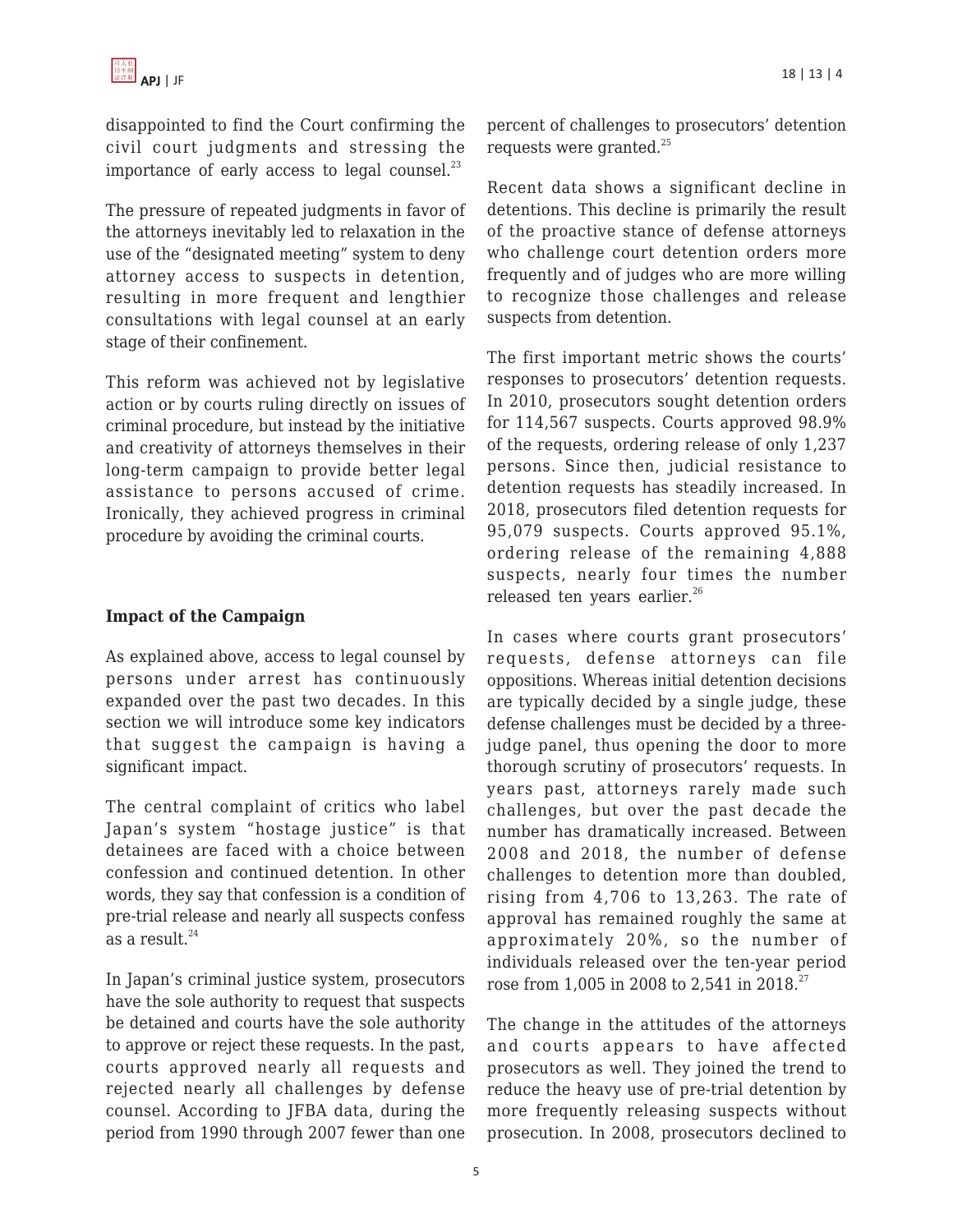disappointed to find the Court confirming the civil court judgments and stressing the importance of early access to legal counsel.[23]

The pressure of repeated judgments in favor of the attorneys inevitably led to relaxation in the use of the "designated meeting" system to deny attorney access to suspects in detention, resulting in more frequent and lengthier consultations with legal counsel at an early stage of their confinement.

This reform was achieved not by legislative action or by courts ruling directly on issues of criminal procedure, but instead by the initiative and creativity of attorneys themselves in their long-term campaign to provide better legal assistance to persons accused of crime. Ironically, they achieved progress in criminal procedure by avoiding the criminal courts.

**Impact of the Campaign**

As explained above, access to legal counsel by persons under arrest has continuously expanded over the past two decades. In this section we will introduce some key indicators that suggest the campaign is having a significant impact.

The central complaint of critics who label Japan's system "hostage justice" is that detainees are faced with a choice between confession and continued detention. In other words, they say that confession is a condition of pre-trial release and nearly all suspects confess as a result.[24]

In Japan's criminal justice system, prosecutors have the sole authority to request that suspects be detained and courts have the sole authority to approve or reject these requests. In the past, courts approved nearly all requests and rejected nearly all challenges by defense counsel. According to JFBA data, during the period from 1990 through 2007 fewer than one percent of challenges to prosecutors' detention requests were granted.[25]

Recent data shows a significant decline in detentions. This decline is primarily the result of the proactive stance of defense attorneys who challenge court detention orders more frequently and of judges who are more willing to recognize those challenges and release suspects from detention.

The first important metric shows the courts' responses to prosecutors' detention requests. In 2010, prosecutors sought detention orders for 114,567 suspects. Courts approved 98.9% of the requests, ordering release of only 1,237 persons. Since then, judicial resistance to detention requests has steadily increased. In 2018, prosecutors filed detention requests for 95,079 suspects. Courts approved 95.1%, ordering release of the remaining 4,888 suspects, nearly four times the number released ten years earlier.[26]

In cases where courts grant prosecutors' requests, defense attorneys can file oppositions. Whereas initial detention decisions are typically decided by a single judge, these defense challenges must be decided by a three-judge panel, thus opening the door to more thorough scrutiny of prosecutors' requests. In years past, attorneys rarely made such challenges, but over the past decade the number has dramatically increased. Between 2008 and 2018, the number of defense challenges to detention more than doubled, rising from 4,706 to 13,263. The rate of approval has remained roughly the same at approximately 20%, so the number of individuals released over the ten-year period rose from 1,005 in 2008 to 2,541 in 2018.[27]

The change in the attitudes of the attorneys and courts appears to have affected prosecutors as well. They joined the trend to reduce the heavy use of pre-trial detention by more frequently releasing suspects without prosecution. In 2008, prosecutors declined to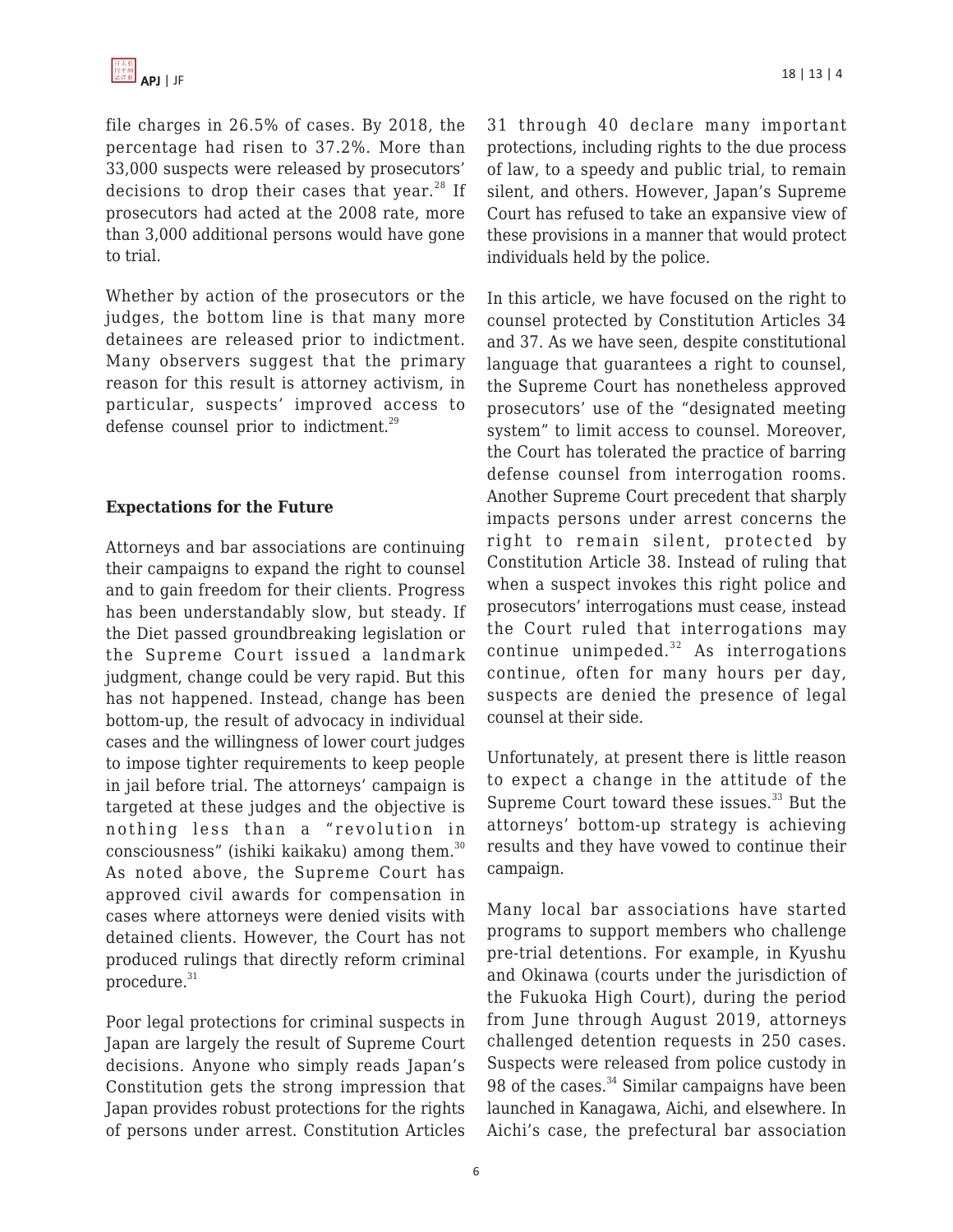file charges in 26.5% of cases. By 2018, the percentage had risen to 37.2%. More than 33,000 suspects were released by prosecutors' decisions to drop their cases that year.[28] If prosecutors had acted at the 2008 rate, more than 3,000 additional persons would have gone to trial.

Whether by action of the prosecutors or the judges, the bottom line is that many more detainees are released prior to indictment. Many observers suggest that the primary reason for this result is attorney activism, in particular, suspects' improved access to defense counsel prior to indictment.[29]

**Expectations for the Future**

Attorneys and bar associations are continuing their campaigns to expand the right to counsel and to gain freedom for their clients. Progress has been understandably slow, but steady. If the Diet passed groundbreaking legislation or the Supreme Court issued a landmark judgment, change could be very rapid. But this has not happened. Instead, change has been bottom-up, the result of advocacy in individual cases and the willingness of lower court judges to impose tighter requirements to keep people in jail before trial. The attorneys' campaign is targeted at these judges and the objective is nothing less than a "revolution in consciousness" (ishiki kaikaku) among them.[30] As noted above, the Supreme Court has approved civil awards for compensation in cases where attorneys were denied visits with detained clients. However, the Court has not produced rulings that directly reform criminal procedure.[31]

Poor legal protections for criminal suspects in Japan are largely the result of Supreme Court decisions. Anyone who simply reads Japan's Constitution gets the strong impression that Japan provides robust protections for the rights of persons under arrest. Constitution Articles 31 through 40 declare many important protections, including rights to the due process of law, to a speedy and public trial, to remain silent, and others. However, Japan's Supreme Court has refused to take an expansive view of these provisions in a manner that would protect individuals held by the police.

In this article, we have focused on the right to counsel protected by Constitution Articles 34 and 37. As we have seen, despite constitutional language that guarantees a right to counsel, the Supreme Court has nonetheless approved prosecutors' use of the "designated meeting system" to limit access to counsel. Moreover, the Court has tolerated the practice of barring defense counsel from interrogation rooms. Another Supreme Court precedent that sharply impacts persons under arrest concerns the right to remain silent, protected by Constitution Article 38. Instead of ruling that when a suspect invokes this right police and prosecutors' interrogations must cease, instead the Court ruled that interrogations may continue unimpeded.[32] As interrogations continue, often for many hours per day, suspects are denied the presence of legal counsel at their side.

Unfortunately, at present there is little reason to expect a change in the attitude of the Supreme Court toward these issues.[33] But the attorneys' bottom-up strategy is achieving results and they have vowed to continue their campaign.

Many local bar associations have started programs to support members who challenge pre-trial detentions. For example, in Kyushu and Okinawa (courts under the jurisdiction of the Fukuoka High Court), during the period from June through August 2019, attorneys challenged detention requests in 250 cases. Suspects were released from police custody in 98 of the cases.[34] Similar campaigns have been launched in Kanagawa, Aichi, and elsewhere. In Aichi's case, the prefectural bar association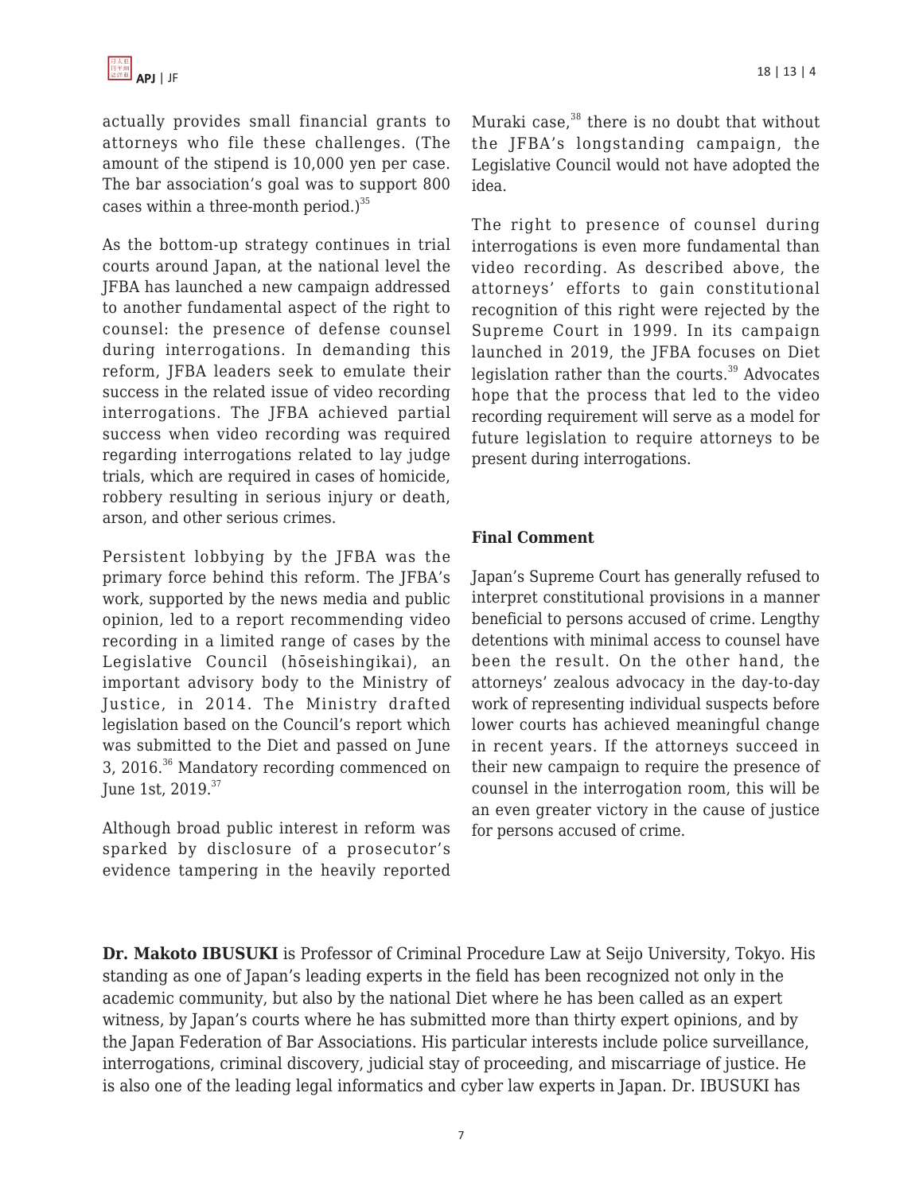actually provides small financial grants to attorneys who file these challenges. (The amount of the stipend is 10,000 yen per case. The bar association's goal was to support 800 cases within a three-month period.)[35]

As the bottom-up strategy continues in trial courts around Japan, at the national level the JFBA has launched a new campaign addressed to another fundamental aspect of the right to counsel: the presence of defense counsel during interrogations. In demanding this reform, JFBA leaders seek to emulate their success in the related issue of video recording interrogations. The JFBA achieved partial success when video recording was required regarding interrogations related to lay judge trials, which are required in cases of homicide, robbery resulting in serious injury or death, arson, and other serious crimes.

Persistent lobbying by the JFBA was the primary force behind this reform. The JFBA's work, supported by the news media and public opinion, led to a report recommending video recording in a limited range of cases by the Legislative Council (hōseishingikai), an important advisory body to the Ministry of Justice, in 2014. The Ministry drafted legislation based on the Council's report which was submitted to the Diet and passed on June 3, 2016.[36] Mandatory recording commenced on June 1st, 2019.[37]

Although broad public interest in reform was sparked by disclosure of a prosecutor's evidence tampering in the heavily reported Muraki case,[38] there is no doubt that without the JFBA's longstanding campaign, the Legislative Council would not have adopted the idea.

The right to presence of counsel during interrogations is even more fundamental than video recording. As described above, the attorneys' efforts to gain constitutional recognition of this right were rejected by the Supreme Court in 1999. In its campaign launched in 2019, the JFBA focuses on Diet legislation rather than the courts.[39] Advocates hope that the process that led to the video recording requirement will serve as a model for future legislation to require attorneys to be present during interrogations.

## Final Comment

Japan's Supreme Court has generally refused to interpret constitutional provisions in a manner beneficial to persons accused of crime. Lengthy detentions with minimal access to counsel have been the result. On the other hand, the attorneys' zealous advocacy in the day-to-day work of representing individual suspects before lower courts has achieved meaningful change in recent years. If the attorneys succeed in their new campaign to require the presence of counsel in the interrogation room, this will be an even greater victory in the cause of justice for persons accused of crime.

**Dr. Makoto IBUSUKI** is Professor of Criminal Procedure Law at Seijo University, Tokyo. His standing as one of Japan's leading experts in the field has been recognized not only in the academic community, but also by the national Diet where he has been called as an expert witness, by Japan's courts where he has submitted more than thirty expert opinions, and by the Japan Federation of Bar Associations. His particular interests include police surveillance, interrogations, criminal discovery, judicial stay of proceeding, and miscarriage of justice. He is also one of the leading legal informatics and cyber law experts in Japan. Dr. IBUSUKI has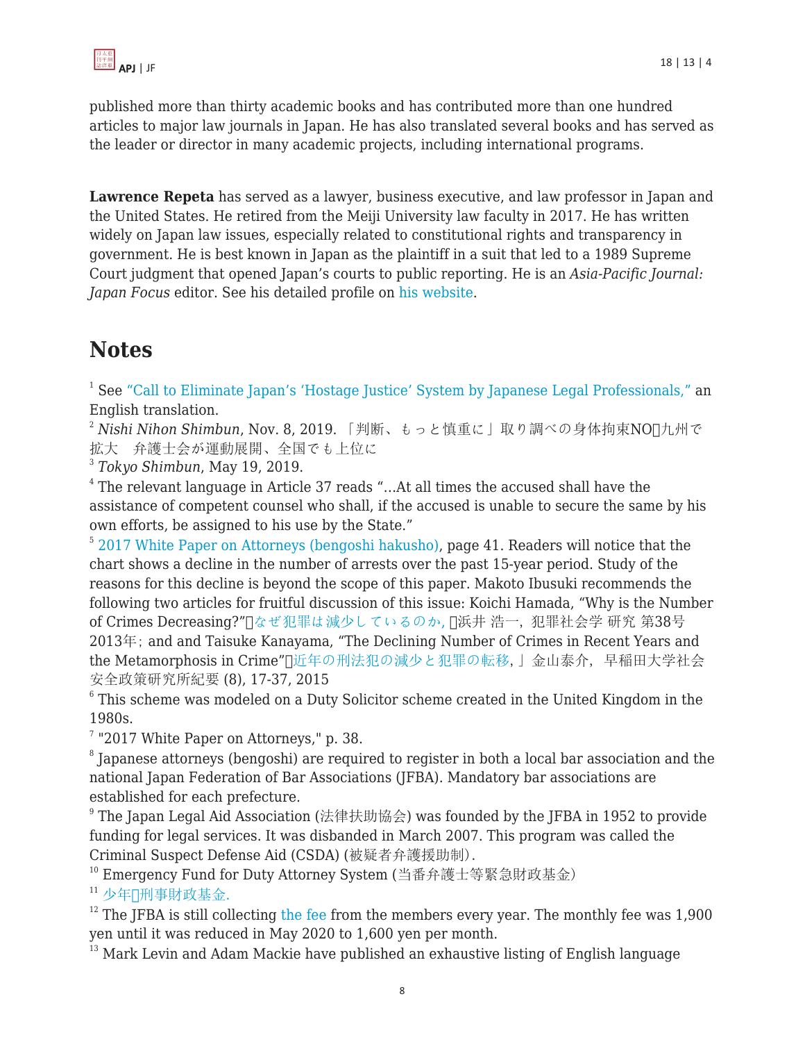published more than thirty academic books and has contributed more than one hundred articles to major law journals in Japan. He has also translated several books and has served as the leader or director in many academic projects, including international programs.

**Lawrence Repeta** has served as a lawyer, business executive, and law professor in Japan and the United States. He retired from the Meiji University law faculty in 2017. He has written widely on Japan law issues, especially related to constitutional rights and transparency in government. He is best known in Japan as the plaintiff in a suit that led to a 1989 Supreme Court judgment that opened Japan's courts to public reporting. He is an *Asia-Pacific Journal: Japan Focus* editor. See his detailed profile on his website.

# Notes

[1] See "Call to Eliminate Japan's 'Hostage Justice' System by Japanese Legal Professionals," an English translation.

[2] *Nishi Nihon Shimbun*, Nov. 8, 2019. 「判断、もっと慎重に」取り調べの身体拘束NO　九州で拡大　弁護士会が運動展開、全国でも上位に

[3] *Tokyo Shimbun*, May 19, 2019.

[4] The relevant language in Article 37 reads "...At all times the accused shall have the assistance of competent counsel who shall, if the accused is unable to secure the same by his own efforts, be assigned to his use by the State."

[5] 2017 White Paper on Attorneys (bengoshi hakusho), page 41. Readers will notice that the chart shows a decline in the number of arrests over the past 15-year period. Study of the reasons for this decline is beyond the scope of this paper. Makoto Ibusuki recommends the following two articles for fruitful discussion of this issue: Koichi Hamada, "Why is the Number of Crimes Decreasing?"「なぜ犯罪は減少しているのか,」浜井 浩一，犯罪社会学 研究 第38号 2013年；and and Taisuke Kanayama, "The Declining Number of Crimes in Recent Years and the Metamorphosis in Crime"「近年の刑法犯の減少と犯罪の転移,」金山泰介，早稲田大学社会安全政策研究所紀要 (8), 17-37, 2015

[6] This scheme was modeled on a Duty Solicitor scheme created in the United Kingdom in the 1980s.

[7] "2017 White Paper on Attorneys," p. 38.

[8] Japanese attorneys (bengoshi) are required to register in both a local bar association and the national Japan Federation of Bar Associations (JFBA). Mandatory bar associations are established for each prefecture.

[9] The Japan Legal Aid Association (法律扶助協会) was founded by the JFBA in 1952 to provide funding for legal services. It was disbanded in March 2007. This program was called the Criminal Suspect Defense Aid (CSDA) (被疑者弁護援助制).

[10] Emergency Fund for Duty Attorney System (当番弁護士等緊急財政基金)

[11] 少年・刑事財政基金.

[12] The JFBA is still collecting the fee from the members every year. The monthly fee was 1,900 yen until it was reduced in May 2020 to 1,600 yen per month.

[13] Mark Levin and Adam Mackie have published an exhaustive listing of English language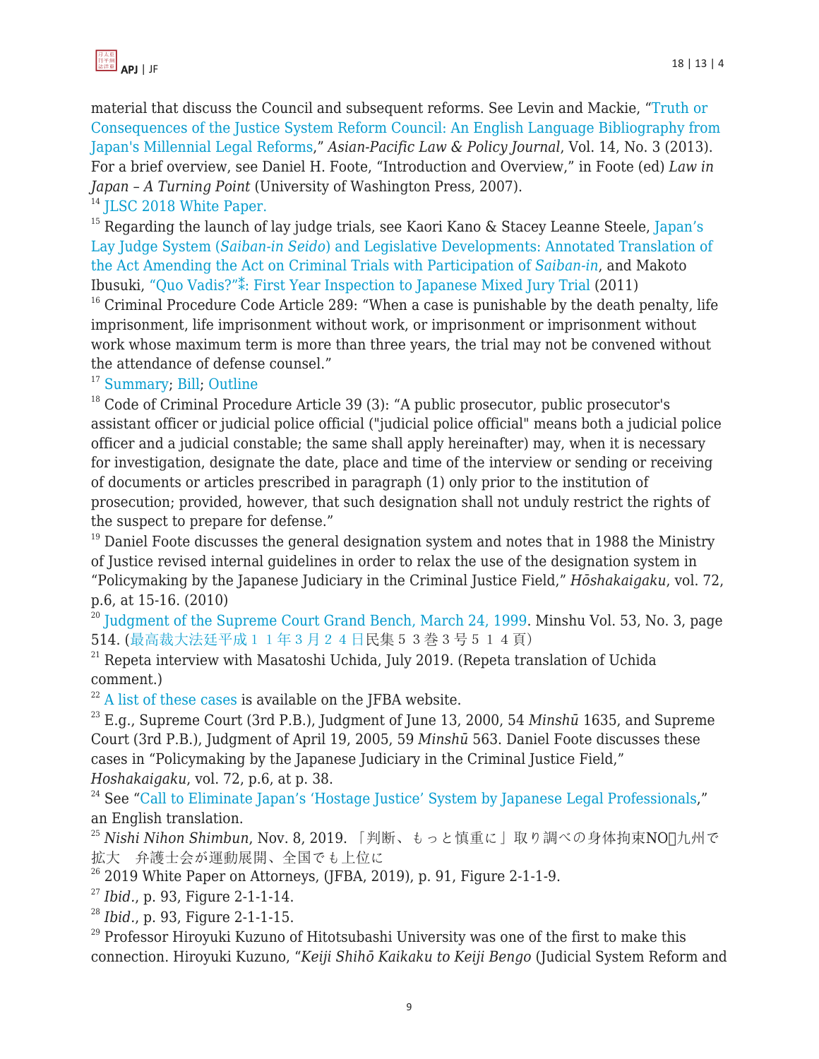material that discuss the Council and subsequent reforms. See Levin and Mackie, "Truth or Consequences of the Justice System Reform Council: An English Language Bibliography from Japan's Millennial Legal Reforms," *Asian-Pacific Law & Policy Journal*, Vol. 14, No. 3 (2013). For a brief overview, see Daniel H. Foote, "Introduction and Overview," in Foote (ed) *Law in Japan – A Turning Point* (University of Washington Press, 2007).

[14] JLSC 2018 White Paper.

[15] Regarding the launch of lay judge trials, see Kaori Kano & Stacey Leanne Steele, Japan's Lay Judge System (*Saiban-in Seido*) and Legislative Developments: Annotated Translation of the Act Amending the Act on Criminal Trials with Participation of *Saiban-in*, and Makoto Ibusuki, "Quo Vadis?"⁑: First Year Inspection to Japanese Mixed Jury Trial (2011)

[16] Criminal Procedure Code Article 289: "When a case is punishable by the death penalty, life imprisonment, life imprisonment without work, or imprisonment or imprisonment without work whose maximum term is more than three years, the trial may not be convened without the attendance of defense counsel."

[17] Summary; Bill; Outline

[18] Code of Criminal Procedure Article 39 (3): "A public prosecutor, public prosecutor's assistant officer or judicial police official ("judicial police official" means both a judicial police officer and a judicial constable; the same shall apply hereinafter) may, when it is necessary for investigation, designate the date, place and time of the interview or sending or receiving of documents or articles prescribed in paragraph (1) only prior to the institution of prosecution; provided, however, that such designation shall not unduly restrict the rights of the suspect to prepare for defense."

[19] Daniel Foote discusses the general designation system and notes that in 1988 the Ministry of Justice revised internal guidelines in order to relax the use of the designation system in "Policymaking by the Japanese Judiciary in the Criminal Justice Field," *Hōshakaigaku*, vol. 72, p.6, at 15-16. (2010)

[20] Judgment of the Supreme Court Grand Bench, March 24, 1999. Minshu Vol. 53, No. 3, page 514. (最高裁大法廷平成１１年３月２４日民集５３巻３号５１４頁)

[21] Repeta interview with Masatoshi Uchida, July 2019. (Repeta translation of Uchida comment.)

[22] A list of these cases is available on the JFBA website.

[23] E.g., Supreme Court (3rd P.B.), Judgment of June 13, 2000, 54 *Minshū* 1635, and Supreme Court (3rd P.B.), Judgment of April 19, 2005, 59 *Minshū* 563. Daniel Foote discusses these cases in "Policymaking by the Japanese Judiciary in the Criminal Justice Field," *Hoshakaigaku*, vol. 72, p.6, at p. 38.

[24] See "Call to Eliminate Japan's 'Hostage Justice' System by Japanese Legal Professionals," an English translation.

[25] *Nishi Nihon Shimbun*, Nov. 8, 2019. 「判断、もっと慎重に」取り調べの身体拘束NO九州で拡大　弁護士会が運動展開、全国でも上位に

[26] 2019 White Paper on Attorneys, (JFBA, 2019), p. 91, Figure 2-1-1-9.

[27] *Ibid*., p. 93, Figure 2-1-1-14.

[28] *Ibid*., p. 93, Figure 2-1-1-15.

[29] Professor Hiroyuki Kuzuno of Hitotsubashi University was one of the first to make this connection. Hiroyuki Kuzuno, "*Keiji Shihō Kaikaku to Keiji Bengo* (Judicial System Reform and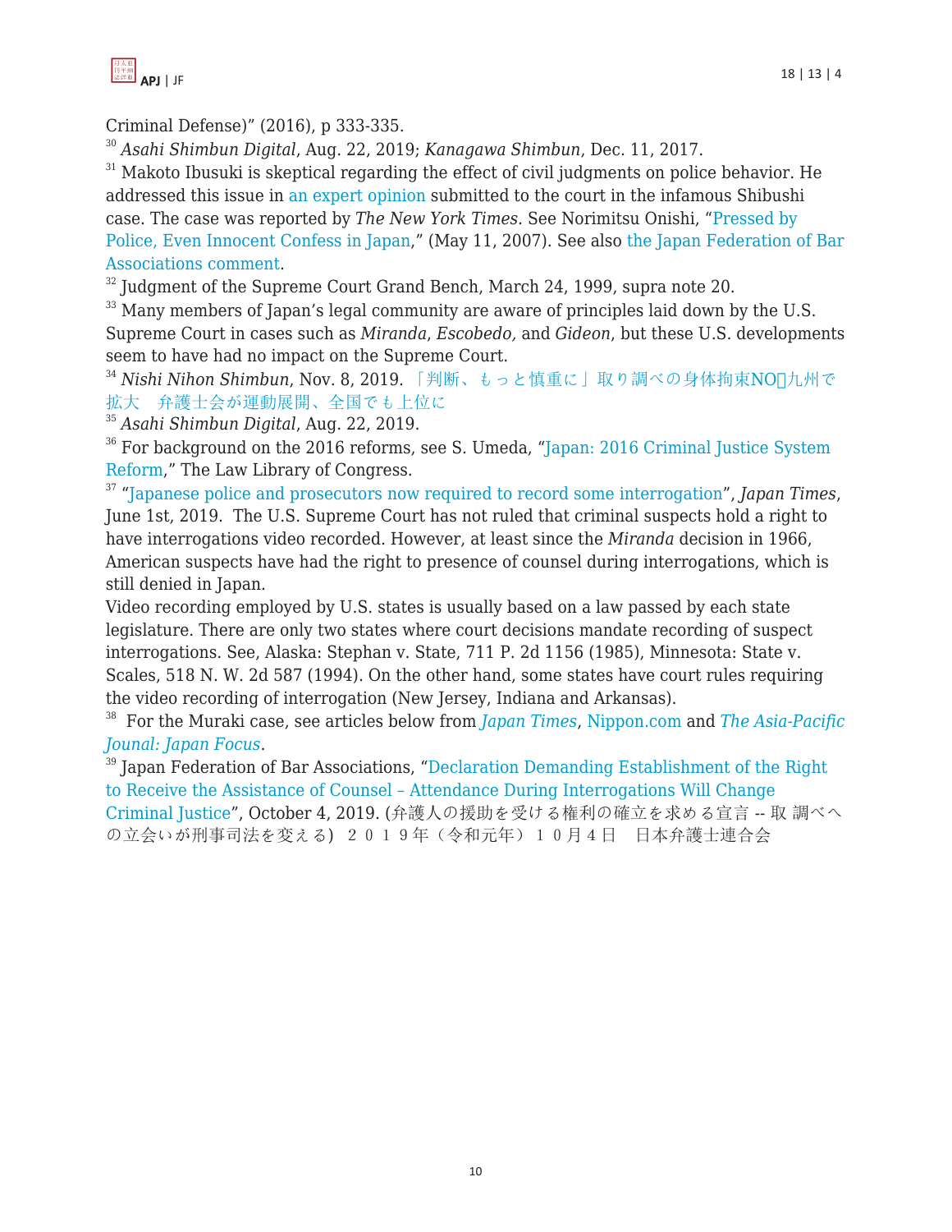Criminal Defense)" (2016), p 333-335.

[30] *Asahi Shimbun Digital*, Aug. 22, 2019; *Kanagawa Shimbun*, Dec. 11, 2017.

[31] Makoto Ibusuki is skeptical regarding the effect of civil judgments on police behavior. He addressed this issue in an expert opinion submitted to the court in the infamous Shibushi case. The case was reported by *The New York Times*. See Norimitsu Onishi, "Pressed by Police, Even Innocent Confess in Japan," (May 11, 2007). See also the Japan Federation of Bar Associations comment.

[32] Judgment of the Supreme Court Grand Bench, March 24, 1999, supra note 20.

[33] Many members of Japan's legal community are aware of principles laid down by the U.S. Supreme Court in cases such as *Miranda*, *Escobedo*, and *Gideon*, but these U.S. developments seem to have had no impact on the Supreme Court.

[34] *Nishi Nihon Shimbun*, Nov. 8, 2019. 「判断、もっと慎重に」取り調べの身体拘束NO九州で拡大　弁護士会が運動展開、全国でも上位に

[35] *Asahi Shimbun Digital*, Aug. 22, 2019.

[36] For background on the 2016 reforms, see S. Umeda, "Japan: 2016 Criminal Justice System Reform," The Law Library of Congress.

[37] "Japanese police and prosecutors now required to record some interrogation", *Japan Times*, June 1st, 2019. The U.S. Supreme Court has not ruled that criminal suspects hold a right to have interrogations video recorded. However, at least since the *Miranda* decision in 1966, American suspects have had the right to presence of counsel during interrogations, which is still denied in Japan.

Video recording employed by U.S. states is usually based on a law passed by each state legislature. There are only two states where court decisions mandate recording of suspect interrogations. See, Alaska: Stephan v. State, 711 P. 2d 1156 (1985), Minnesota: State v. Scales, 518 N. W. 2d 587 (1994). On the other hand, some states have court rules requiring the video recording of interrogation (New Jersey, Indiana and Arkansas).

[38] For the Muraki case, see articles below from *Japan Times*, Nippon.com and *The Asia-Pacific Journal: Japan Focus*.

[39] Japan Federation of Bar Associations, "Declaration Demanding Establishment of the Right to Receive the Assistance of Counsel – Attendance During Interrogations Will Change Criminal Justice", October 4, 2019. (弁護人の援助を受ける権利の確立を求める宣言 -- 取 調べへの立会いが刑事司法を変える)　２０１９年（令和元年）１０月４日　日本弁護士連合会